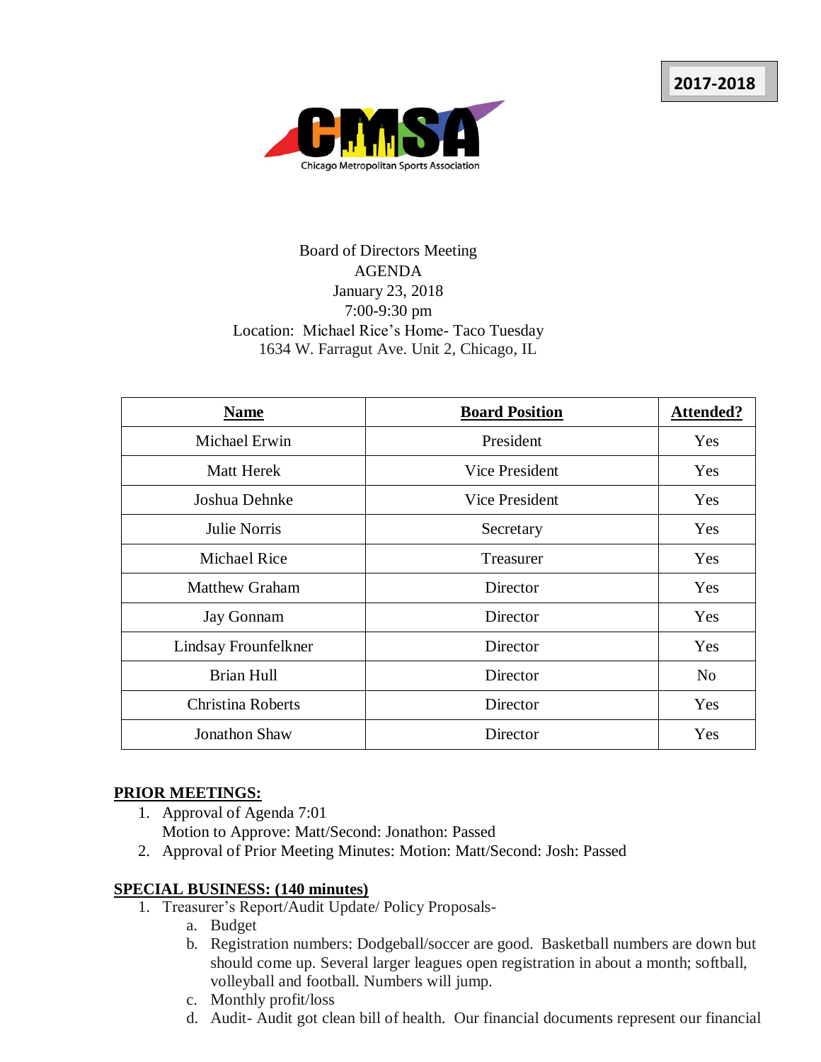2017-2018

Chicago Metropolitan Sports Association

Board of Directors Meeting
AGENDA
January 23, 2018
7:00-9:30 pm
Location: Michael Rice's Home- Taco Tuesday
1634 W. Farragut Ave. Unit 2, Chicago, IL

| Name | Board Position | Attended? |
|---|---|---|
| Michael Erwin | President | Yes |
| Matt Herek | Vice President | Yes |
| Joshua Dehnke | Vice President | Yes |
| Julie Norris | Secretary | Yes |
| Michael Rice | Treasurer | Yes |
| Matthew Graham | Director | Yes |
| Jay Gonnam | Director | Yes |
| Lindsay Frounfelkner | Director | Yes |
| Brian Hull | Director | No |
| Christina Roberts | Director | Yes |
| Jonathon Shaw | Director | Yes |

**PRIOR MEETINGS:**

1. Approval of Agenda 7:01
   Motion to Approve: Matt/Second: Jonathon: Passed
2. Approval of Prior Meeting Minutes: Motion: Matt/Second: Josh: Passed

**SPECIAL BUSINESS: (140 minutes)**

1. Treasurer's Report/Audit Update/ Policy Proposals-
   a. Budget
   b. Registration numbers: Dodgeball/soccer are good. Basketball numbers are down but should come up. Several larger leagues open registration in about a month; softball, volleyball and football. Numbers will jump.
   c. Monthly profit/loss
   d. Audit- Audit got clean bill of health. Our financial documents represent our financial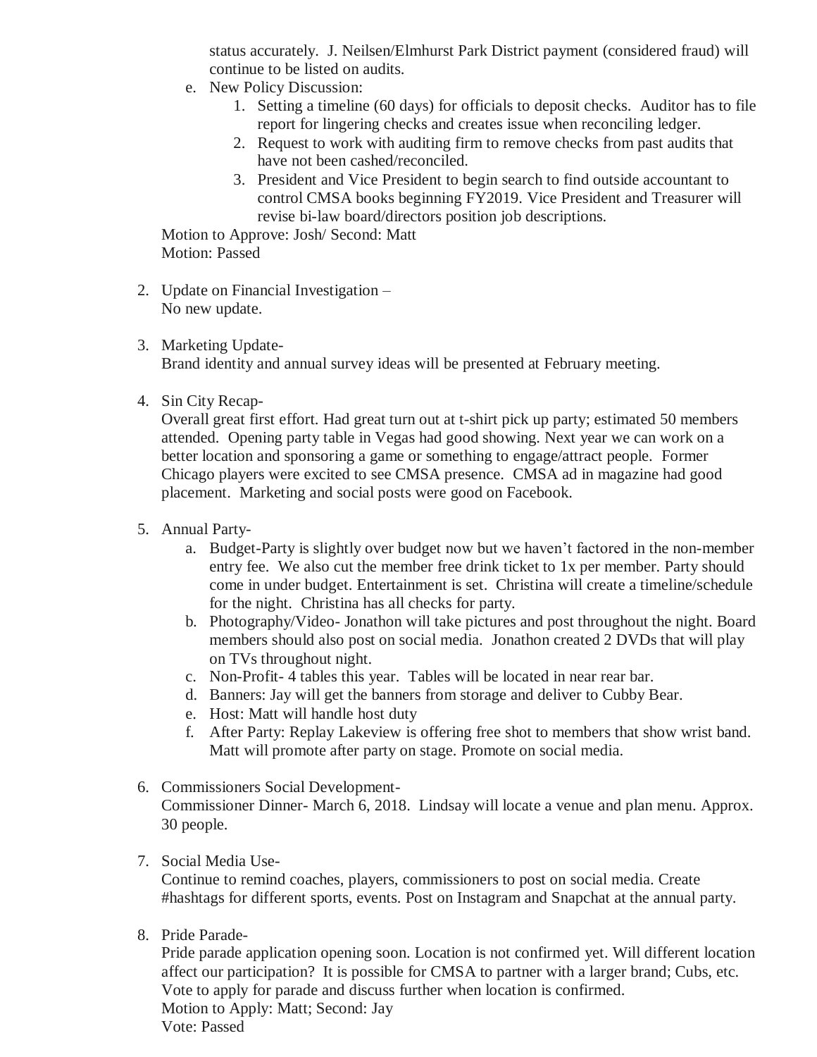status accurately. J. Neilsen/Elmhurst Park District payment (considered fraud) will continue to be listed on audits.

   e. New Policy Discussion:
      1. Setting a timeline (60 days) for officials to deposit checks. Auditor has to file report for lingering checks and creates issue when reconciling ledger.
      2. Request to work with auditing firm to remove checks from past audits that have not been cashed/reconciled.
      3. President and Vice President to begin search to find outside accountant to control CMSA books beginning FY2019. Vice President and Treasurer will revise bi-law board/directors position job descriptions.

   Motion to Approve: Josh/ Second: Matt
   Motion: Passed

2. Update on Financial Investigation –
   No new update.

3. Marketing Update-
   Brand identity and annual survey ideas will be presented at February meeting.

4. Sin City Recap-
   Overall great first effort. Had great turn out at t-shirt pick up party; estimated 50 members attended. Opening party table in Vegas had good showing. Next year we can work on a better location and sponsoring a game or something to engage/attract people. Former Chicago players were excited to see CMSA presence. CMSA ad in magazine had good placement. Marketing and social posts were good on Facebook.

5. Annual Party-
   a. Budget-Party is slightly over budget now but we haven't factored in the non-member entry fee. We also cut the member free drink ticket to 1x per member. Party should come in under budget. Entertainment is set. Christina will create a timeline/schedule for the night. Christina has all checks for party.
   b. Photography/Video- Jonathon will take pictures and post throughout the night. Board members should also post on social media. Jonathon created 2 DVDs that will play on TVs throughout night.
   c. Non-Profit- 4 tables this year. Tables will be located in near rear bar.
   d. Banners: Jay will get the banners from storage and deliver to Cubby Bear.
   e. Host: Matt will handle host duty
   f. After Party: Replay Lakeview is offering free shot to members that show wrist band. Matt will promote after party on stage. Promote on social media.

6. Commissioners Social Development-
   Commissioner Dinner- March 6, 2018. Lindsay will locate a venue and plan menu. Approx. 30 people.

7. Social Media Use-
   Continue to remind coaches, players, commissioners to post on social media. Create #hashtags for different sports, events. Post on Instagram and Snapchat at the annual party.

8. Pride Parade-
   Pride parade application opening soon. Location is not confirmed yet. Will different location affect our participation? It is possible for CMSA to partner with a larger brand; Cubs, etc. Vote to apply for parade and discuss further when location is confirmed.
   Motion to Apply: Matt; Second: Jay
   Vote: Passed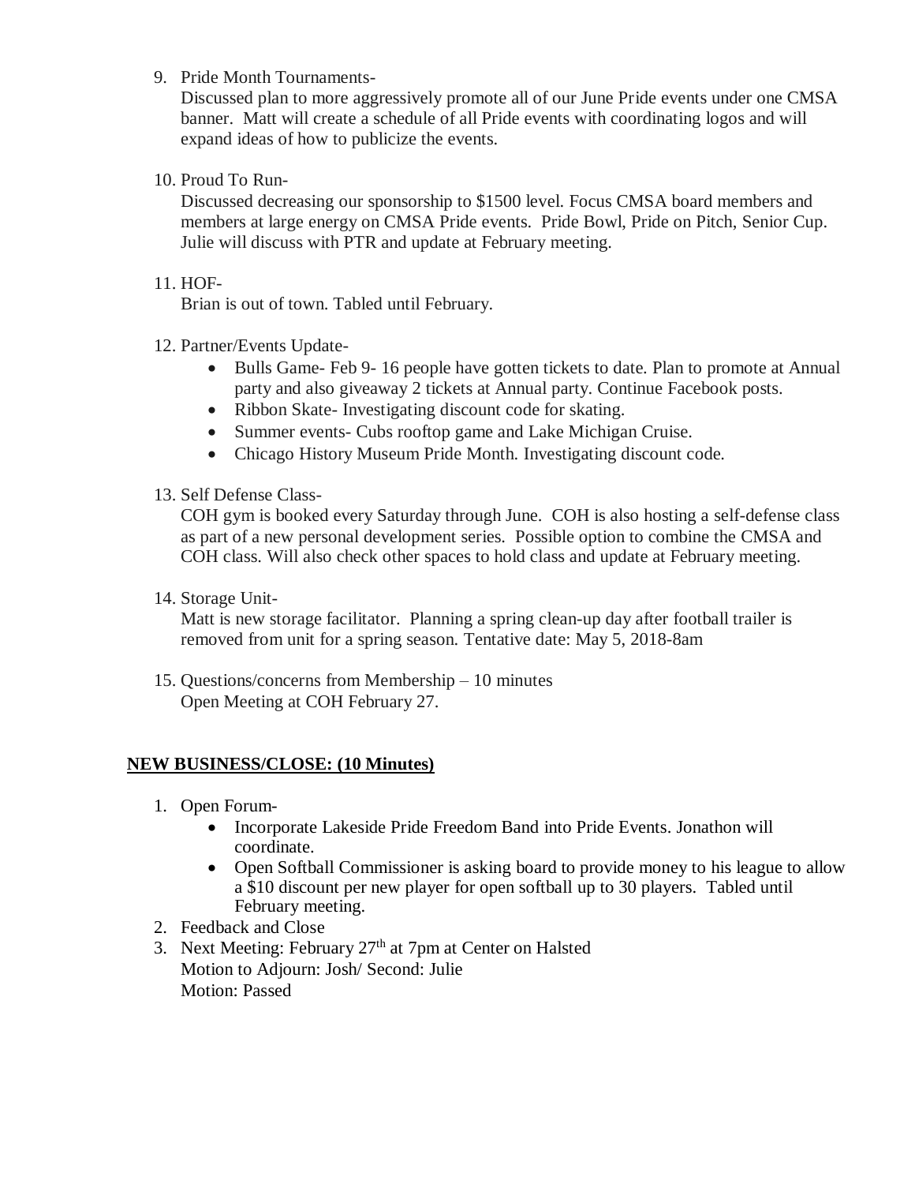9. Pride Month Tournaments-
   Discussed plan to more aggressively promote all of our June Pride events under one CMSA banner. Matt will create a schedule of all Pride events with coordinating logos and will expand ideas of how to publicize the events.

10. Proud To Run-
    Discussed decreasing our sponsorship to $1500 level. Focus CMSA board members and members at large energy on CMSA Pride events. Pride Bowl, Pride on Pitch, Senior Cup. Julie will discuss with PTR and update at February meeting.

11. HOF-
    Brian is out of town. Tabled until February.

12. Partner/Events Update-
    - Bulls Game- Feb 9- 16 people have gotten tickets to date. Plan to promote at Annual party and also giveaway 2 tickets at Annual party. Continue Facebook posts.
    - Ribbon Skate- Investigating discount code for skating.
    - Summer events- Cubs rooftop game and Lake Michigan Cruise.
    - Chicago History Museum Pride Month. Investigating discount code.

13. Self Defense Class-
    COH gym is booked every Saturday through June. COH is also hosting a self-defense class as part of a new personal development series. Possible option to combine the CMSA and COH class. Will also check other spaces to hold class and update at February meeting.

14. Storage Unit-
    Matt is new storage facilitator. Planning a spring clean-up day after football trailer is removed from unit for a spring season. Tentative date: May 5, 2018-8am

15. Questions/concerns from Membership – 10 minutes
    Open Meeting at COH February 27.

**NEW BUSINESS/CLOSE: (10 Minutes)**

1. Open Forum-
   - Incorporate Lakeside Pride Freedom Band into Pride Events. Jonathon will coordinate.
   - Open Softball Commissioner is asking board to provide money to his league to allow a $10 discount per new player for open softball up to 30 players. Tabled until February meeting.
2. Feedback and Close
3. Next Meeting: February 27th at 7pm at Center on Halsted
   Motion to Adjourn: Josh/ Second: Julie
   Motion: Passed